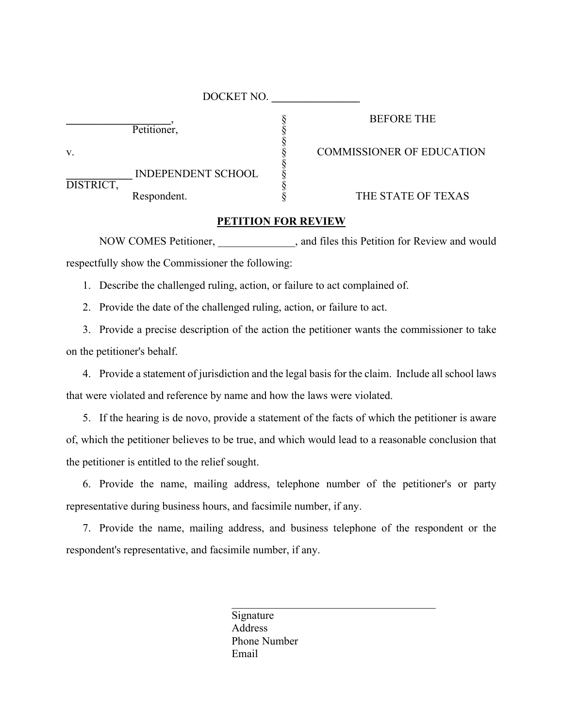DOCKET NO. ________________

| | | |
|---|---|---|
| ___________________, Petitioner, | § | BEFORE THE |
| | § | |
| | § | |
| v. | § | COMMISSIONER OF EDUCATION |
| | § | |
| ____________ INDEPENDENT SCHOOL DISTRICT, | § | |
| | § | |
| Respondent. | § | THE STATE OF TEXAS |

**PETITION FOR REVIEW**

NOW COMES Petitioner, ______________, and files this Petition for Review and would respectfully show the Commissioner the following:

1. Describe the challenged ruling, action, or failure to act complained of.
2. Provide the date of the challenged ruling, action, or failure to act.
3. Provide a precise description of the action the petitioner wants the commissioner to take on the petitioner's behalf.
4. Provide a statement of jurisdiction and the legal basis for the claim. Include all school laws that were violated and reference by name and how the laws were violated.
5. If the hearing is de novo, provide a statement of the facts of which the petitioner is aware of, which the petitioner believes to be true, and which would lead to a reasonable conclusion that the petitioner is entitled to the relief sought.
6. Provide the name, mailing address, telephone number of the petitioner's or party representative during business hours, and facsimile number, if any.
7. Provide the name, mailing address, and business telephone of the respondent or the respondent's representative, and facsimile number, if any.

_______________________________________
Signature
Address
Phone Number
Email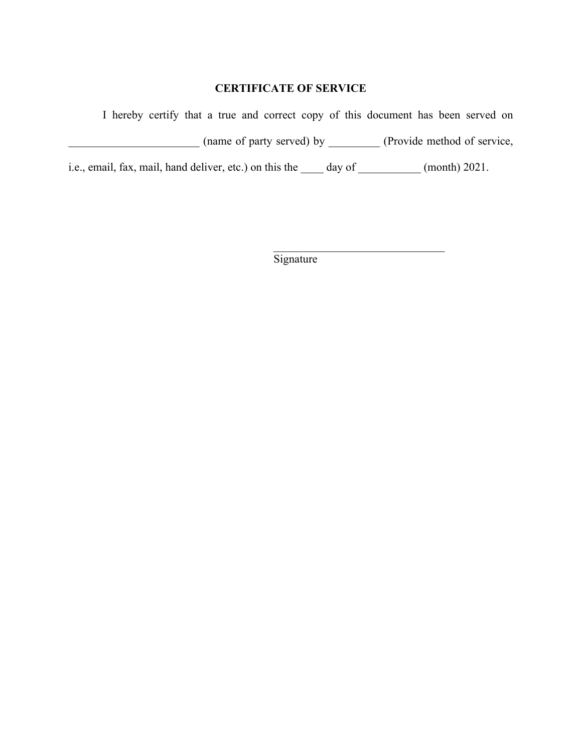## CERTIFICATE OF SERVICE

I hereby certify that a true and correct copy of this document has been served on _______________________ (name of party served) by _________ (Provide method of service, i.e., email, fax, mail, hand deliver, etc.) on this the ____ day of ___________ (month) 2021.

_______________________________
Signature